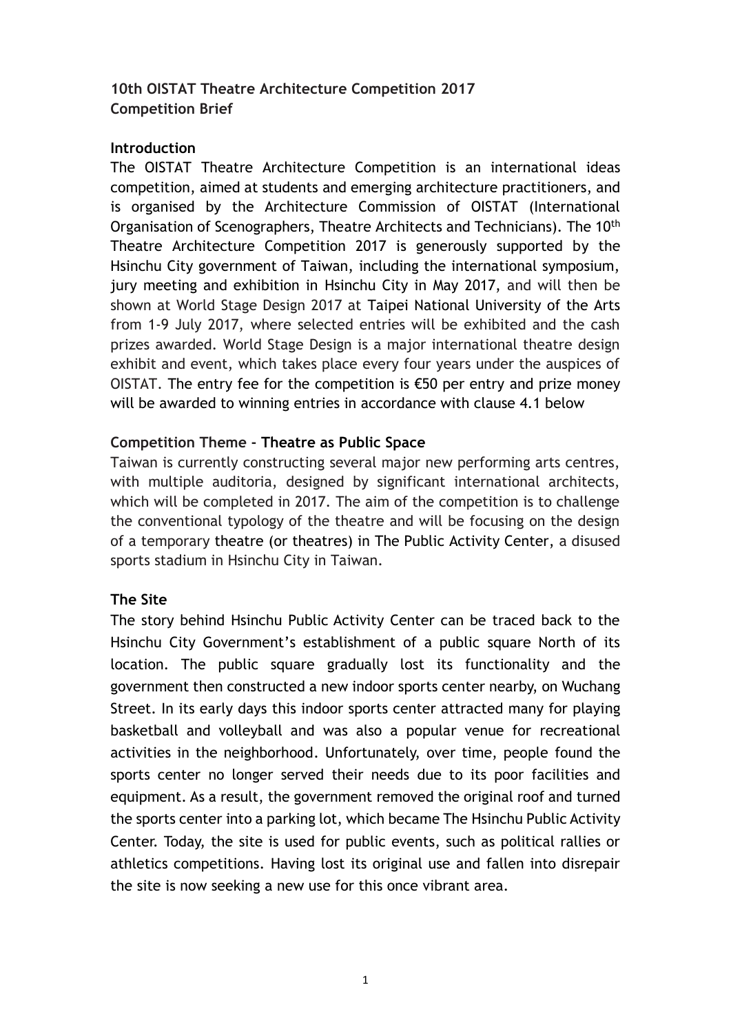**10th OISTAT Theatre Architecture Competition 2017**
**Competition Brief**

**Introduction**

The OISTAT Theatre Architecture Competition is an international ideas competition, aimed at students and emerging architecture practitioners, and is organised by the Architecture Commission of OISTAT (International Organisation of Scenographers, Theatre Architects and Technicians). The 10th Theatre Architecture Competition 2017 is generously supported by the Hsinchu City government of Taiwan, including the international symposium, jury meeting and exhibition in Hsinchu City in May 2017, and will then be shown at World Stage Design 2017 at Taipei National University of the Arts from 1-9 July 2017, where selected entries will be exhibited and the cash prizes awarded. World Stage Design is a major international theatre design exhibit and event, which takes place every four years under the auspices of OISTAT. The entry fee for the competition is €50 per entry and prize money will be awarded to winning entries in accordance with clause 4.1 below

**Competition Theme - Theatre as Public Space**

Taiwan is currently constructing several major new performing arts centres, with multiple auditoria, designed by significant international architects, which will be completed in 2017. The aim of the competition is to challenge the conventional typology of the theatre and will be focusing on the design of a temporary theatre (or theatres) in The Public Activity Center, a disused sports stadium in Hsinchu City in Taiwan.

**The Site**

The story behind Hsinchu Public Activity Center can be traced back to the Hsinchu City Government's establishment of a public square North of its location. The public square gradually lost its functionality and the government then constructed a new indoor sports center nearby, on Wuchang Street. In its early days this indoor sports center attracted many for playing basketball and volleyball and was also a popular venue for recreational activities in the neighborhood. Unfortunately, over time, people found the sports center no longer served their needs due to its poor facilities and equipment. As a result, the government removed the original roof and turned the sports center into a parking lot, which became The Hsinchu Public Activity Center. Today, the site is used for public events, such as political rallies or athletics competitions. Having lost its original use and fallen into disrepair the site is now seeking a new use for this once vibrant area.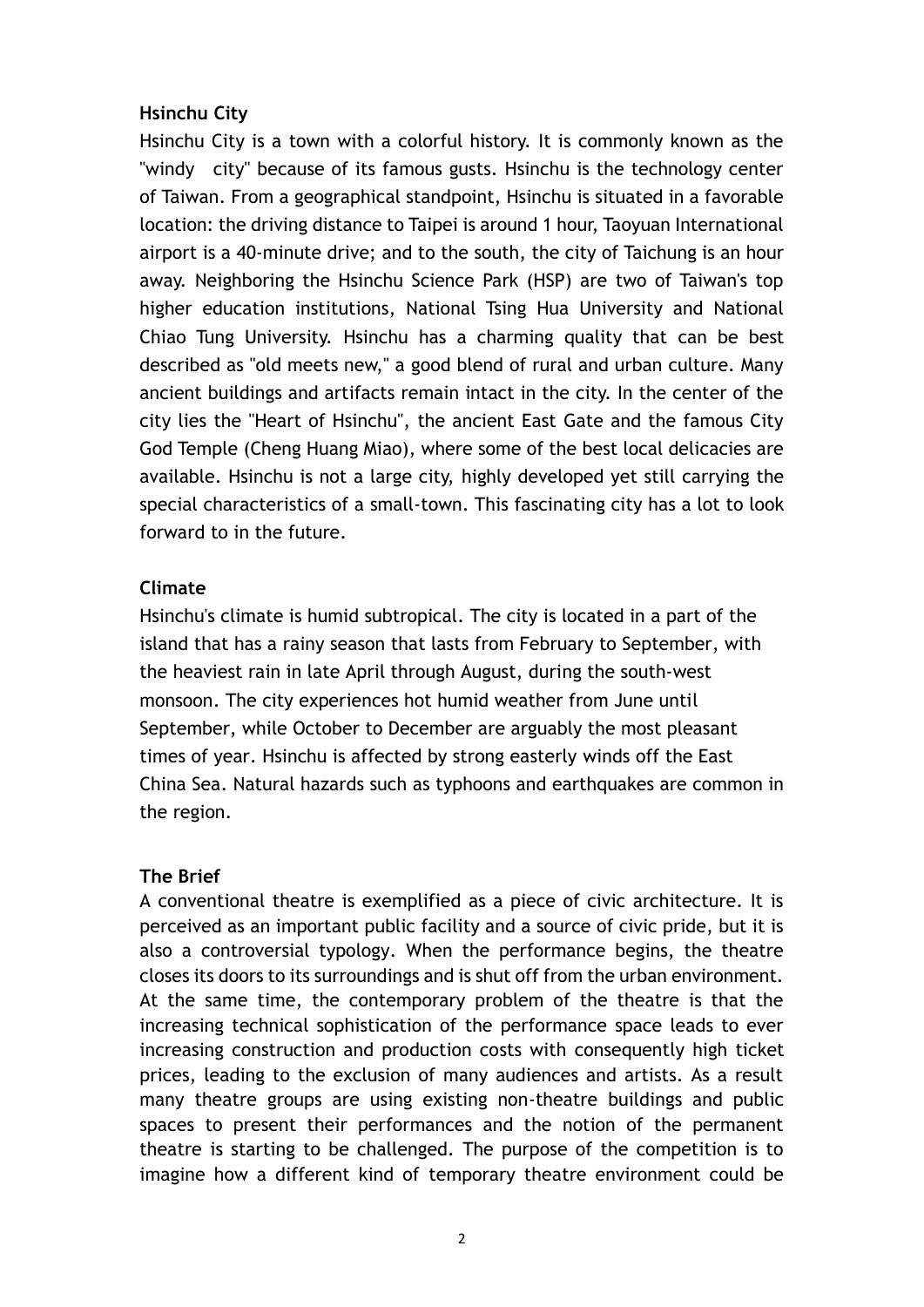### Hsinchu City

Hsinchu City is a town with a colorful history. It is commonly known as the "windy city" because of its famous gusts. Hsinchu is the technology center of Taiwan. From a geographical standpoint, Hsinchu is situated in a favorable location: the driving distance to Taipei is around 1 hour, Taoyuan International airport is a 40-minute drive; and to the south, the city of Taichung is an hour away. Neighboring the Hsinchu Science Park (HSP) are two of Taiwan's top higher education institutions, National Tsing Hua University and National Chiao Tung University. Hsinchu has a charming quality that can be best described as "old meets new," a good blend of rural and urban culture. Many ancient buildings and artifacts remain intact in the city. In the center of the city lies the "Heart of Hsinchu", the ancient East Gate and the famous City God Temple (Cheng Huang Miao), where some of the best local delicacies are available. Hsinchu is not a large city, highly developed yet still carrying the special characteristics of a small-town. This fascinating city has a lot to look forward to in the future.

### Climate

Hsinchu's climate is humid subtropical. The city is located in a part of the island that has a rainy season that lasts from February to September, with the heaviest rain in late April through August, during the south-west monsoon. The city experiences hot humid weather from June until September, while October to December are arguably the most pleasant times of year. Hsinchu is affected by strong easterly winds off the East China Sea. Natural hazards such as typhoons and earthquakes are common in the region.

### The Brief

A conventional theatre is exemplified as a piece of civic architecture. It is perceived as an important public facility and a source of civic pride, but it is also a controversial typology. When the performance begins, the theatre closes its doors to its surroundings and is shut off from the urban environment. At the same time, the contemporary problem of the theatre is that the increasing technical sophistication of the performance space leads to ever increasing construction and production costs with consequently high ticket prices, leading to the exclusion of many audiences and artists. As a result many theatre groups are using existing non-theatre buildings and public spaces to present their performances and the notion of the permanent theatre is starting to be challenged. The purpose of the competition is to imagine how a different kind of temporary theatre environment could be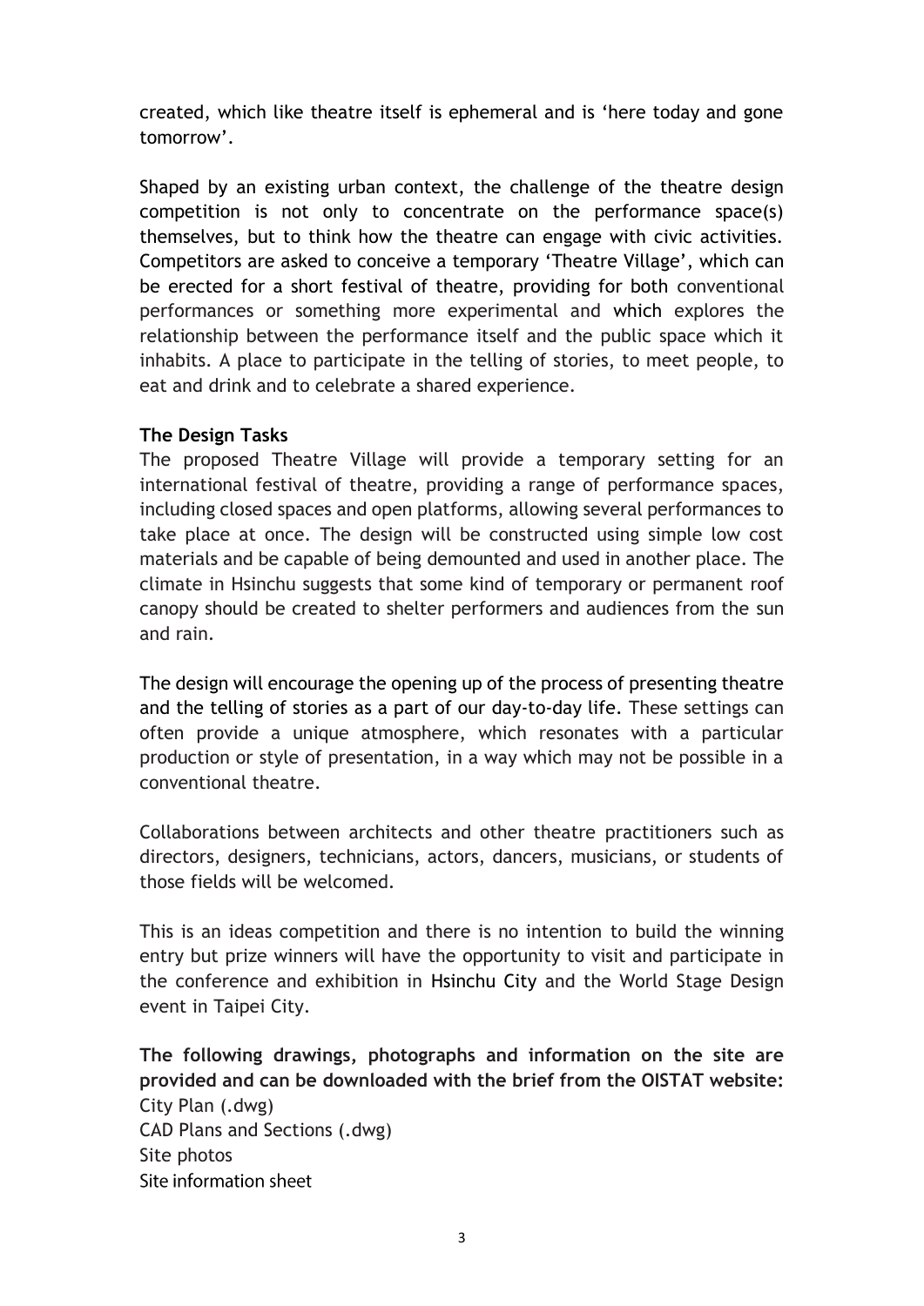created, which like theatre itself is ephemeral and is 'here today and gone tomorrow'.

Shaped by an existing urban context, the challenge of the theatre design competition is not only to concentrate on the performance space(s) themselves, but to think how the theatre can engage with civic activities. Competitors are asked to conceive a temporary 'Theatre Village', which can be erected for a short festival of theatre, providing for both conventional performances or something more experimental and which explores the relationship between the performance itself and the public space which it inhabits. A place to participate in the telling of stories, to meet people, to eat and drink and to celebrate a shared experience.

**The Design Tasks**

The proposed Theatre Village will provide a temporary setting for an international festival of theatre, providing a range of performance spaces, including closed spaces and open platforms, allowing several performances to take place at once. The design will be constructed using simple low cost materials and be capable of being demounted and used in another place. The climate in Hsinchu suggests that some kind of temporary or permanent roof canopy should be created to shelter performers and audiences from the sun and rain.

The design will encourage the opening up of the process of presenting theatre and the telling of stories as a part of our day-to-day life. These settings can often provide a unique atmosphere, which resonates with a particular production or style of presentation, in a way which may not be possible in a conventional theatre.

Collaborations between architects and other theatre practitioners such as directors, designers, technicians, actors, dancers, musicians, or students of those fields will be welcomed.

This is an ideas competition and there is no intention to build the winning entry but prize winners will have the opportunity to visit and participate in the conference and exhibition in Hsinchu City and the World Stage Design event in Taipei City.

**The following drawings, photographs and information on the site are provided and can be downloaded with the brief from the OISTAT website:**

City Plan (.dwg)
CAD Plans and Sections (.dwg)
Site photos
Site information sheet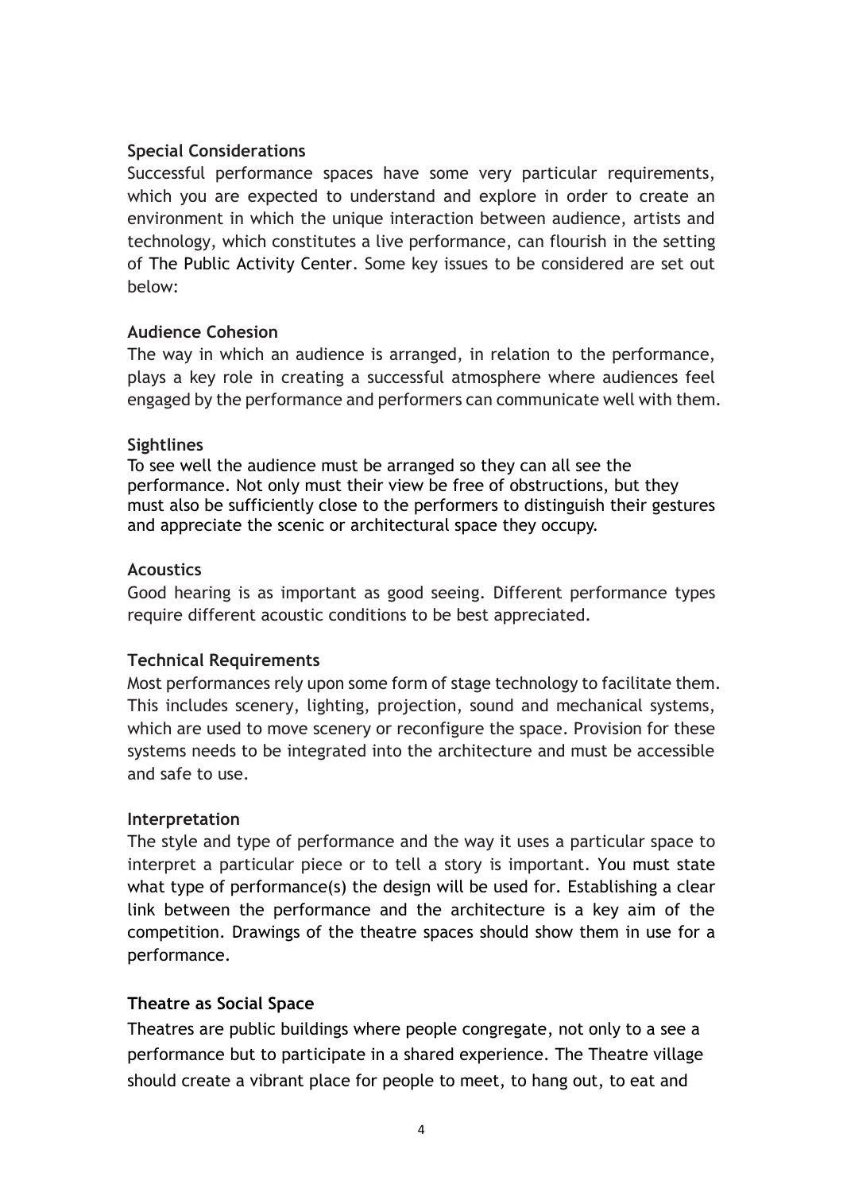### Special Considerations

Successful performance spaces have some very particular requirements, which you are expected to understand and explore in order to create an environment in which the unique interaction between audience, artists and technology, which constitutes a live performance, can flourish in the setting of The Public Activity Center. Some key issues to be considered are set out below:

### Audience Cohesion

The way in which an audience is arranged, in relation to the performance, plays a key role in creating a successful atmosphere where audiences feel engaged by the performance and performers can communicate well with them.

### Sightlines

To see well the audience must be arranged so they can all see the performance. Not only must their view be free of obstructions, but they must also be sufficiently close to the performers to distinguish their gestures and appreciate the scenic or architectural space they occupy.

### Acoustics

Good hearing is as important as good seeing. Different performance types require different acoustic conditions to be best appreciated.

### Technical Requirements

Most performances rely upon some form of stage technology to facilitate them. This includes scenery, lighting, projection, sound and mechanical systems, which are used to move scenery or reconfigure the space. Provision for these systems needs to be integrated into the architecture and must be accessible and safe to use.

### Interpretation

The style and type of performance and the way it uses a particular space to interpret a particular piece or to tell a story is important. You must state what type of performance(s) the design will be used for. Establishing a clear link between the performance and the architecture is a key aim of the competition. Drawings of the theatre spaces should show them in use for a performance.

### Theatre as Social Space

Theatres are public buildings where people congregate, not only to a see a performance but to participate in a shared experience. The Theatre village should create a vibrant place for people to meet, to hang out, to eat and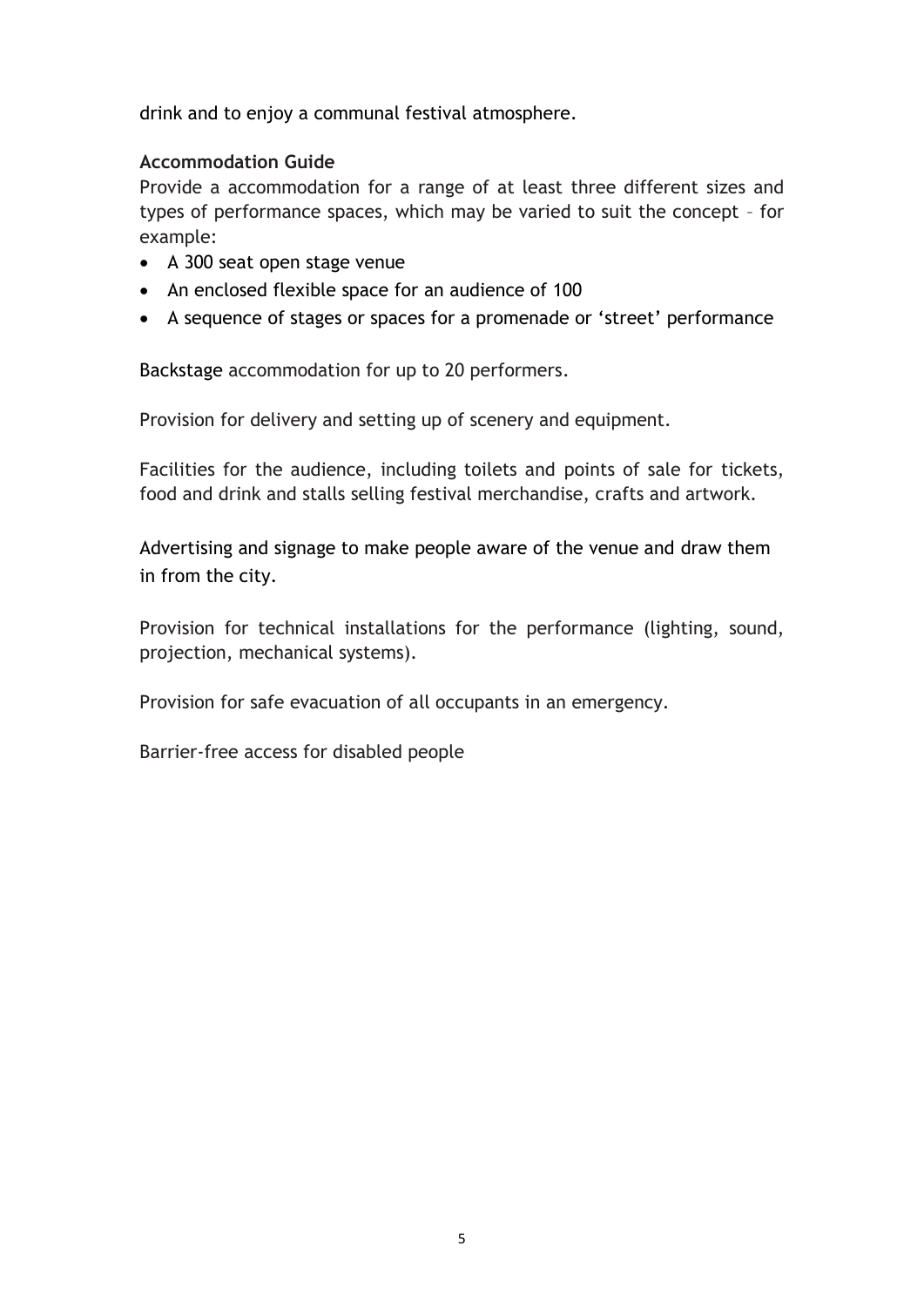drink and to enjoy a communal festival atmosphere.

**Accommodation Guide**

Provide a accommodation for a range of at least three different sizes and types of performance spaces, which may be varied to suit the concept – for example:

- A 300 seat open stage venue
- An enclosed flexible space for an audience of 100
- A sequence of stages or spaces for a promenade or 'street' performance

Backstage accommodation for up to 20 performers.

Provision for delivery and setting up of scenery and equipment.

Facilities for the audience, including toilets and points of sale for tickets, food and drink and stalls selling festival merchandise, crafts and artwork.

Advertising and signage to make people aware of the venue and draw them in from the city.

Provision for technical installations for the performance (lighting, sound, projection, mechanical systems).

Provision for safe evacuation of all occupants in an emergency.

Barrier-free access for disabled people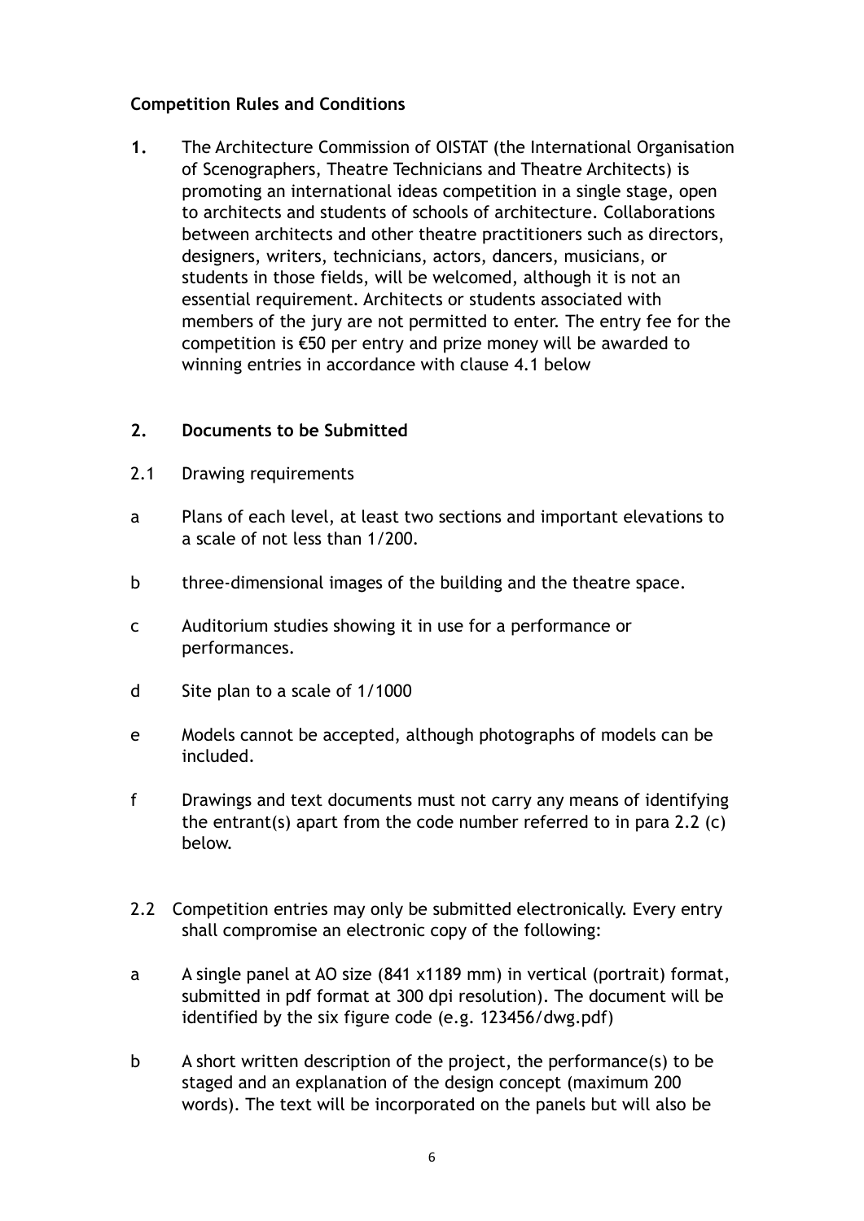**Competition Rules and Conditions**

**1.** The Architecture Commission of OISTAT (the International Organisation of Scenographers, Theatre Technicians and Theatre Architects) is promoting an international ideas competition in a single stage, open to architects and students of schools of architecture. Collaborations between architects and other theatre practitioners such as directors, designers, writers, technicians, actors, dancers, musicians, or students in those fields, will be welcomed, although it is not an essential requirement. Architects or students associated with members of the jury are not permitted to enter. The entry fee for the competition is €50 per entry and prize money will be awarded to winning entries in accordance with clause 4.1 below

**2. Documents to be Submitted**

2.1 Drawing requirements

a Plans of each level, at least two sections and important elevations to a scale of not less than 1/200.

b three-dimensional images of the building and the theatre space.

c Auditorium studies showing it in use for a performance or performances.

d Site plan to a scale of 1/1000

e Models cannot be accepted, although photographs of models can be included.

f Drawings and text documents must not carry any means of identifying the entrant(s) apart from the code number referred to in para 2.2 (c) below.

2.2 Competition entries may only be submitted electronically. Every entry shall compromise an electronic copy of the following:

a A single panel at AO size (841 x1189 mm) in vertical (portrait) format, submitted in pdf format at 300 dpi resolution). The document will be identified by the six figure code (e.g. 123456/dwg.pdf)

b A short written description of the project, the performance(s) to be staged and an explanation of the design concept (maximum 200 words). The text will be incorporated on the panels but will also be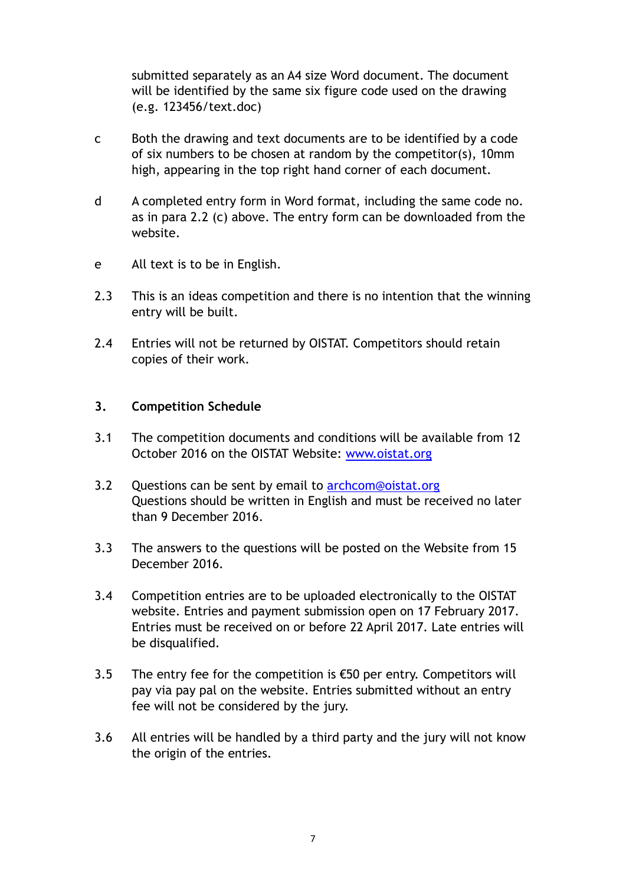submitted separately as an A4 size Word document. The document will be identified by the same six figure code used on the drawing (e.g. 123456/text.doc)

c Both the drawing and text documents are to be identified by a code of six numbers to be chosen at random by the competitor(s), 10mm high, appearing in the top right hand corner of each document.

d A completed entry form in Word format, including the same code no. as in para 2.2 (c) above. The entry form can be downloaded from the website.

e All text is to be in English.

2.3 This is an ideas competition and there is no intention that the winning entry will be built.

2.4 Entries will not be returned by OISTAT. Competitors should retain copies of their work.

## 3. Competition Schedule

3.1 The competition documents and conditions will be available from 12 October 2016 on the OISTAT Website: [www.oistat.org](http://www.oistat.org)

3.2 Questions can be sent by email to [archcom@oistat.org](mailto:archcom@oistat.org)
Questions should be written in English and must be received no later than 9 December 2016.

3.3 The answers to the questions will be posted on the Website from 15 December 2016.

3.4 Competition entries are to be uploaded electronically to the OISTAT website. Entries and payment submission open on 17 February 2017. Entries must be received on or before 22 April 2017. Late entries will be disqualified.

3.5 The entry fee for the competition is €50 per entry. Competitors will pay via pay pal on the website. Entries submitted without an entry fee will not be considered by the jury.

3.6 All entries will be handled by a third party and the jury will not know the origin of the entries.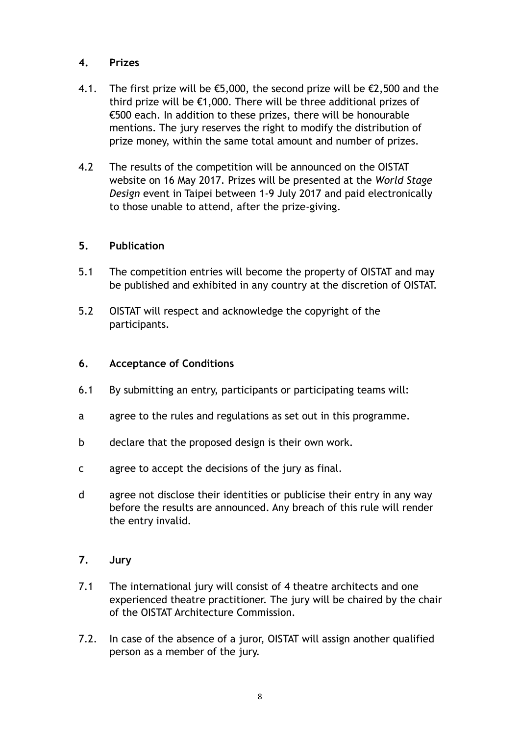## 4. Prizes

4.1. The first prize will be €5,000, the second prize will be €2,500 and the third prize will be €1,000. There will be three additional prizes of €500 each. In addition to these prizes, there will be honourable mentions. The jury reserves the right to modify the distribution of prize money, within the same total amount and number of prizes.

4.2 The results of the competition will be announced on the OISTAT website on 16 May 2017. Prizes will be presented at the *World Stage Design* event in Taipei between 1-9 July 2017 and paid electronically to those unable to attend, after the prize-giving.

## 5. Publication

5.1 The competition entries will become the property of OISTAT and may be published and exhibited in any country at the discretion of OISTAT.

5.2 OISTAT will respect and acknowledge the copyright of the participants.

## 6. Acceptance of Conditions

6.1 By submitting an entry, participants or participating teams will:

a agree to the rules and regulations as set out in this programme.

b declare that the proposed design is their own work.

c agree to accept the decisions of the jury as final.

d agree not disclose their identities or publicise their entry in any way before the results are announced. Any breach of this rule will render the entry invalid.

## 7. Jury

7.1 The international jury will consist of 4 theatre architects and one experienced theatre practitioner. The jury will be chaired by the chair of the OISTAT Architecture Commission.

7.2. In case of the absence of a juror, OISTAT will assign another qualified person as a member of the jury.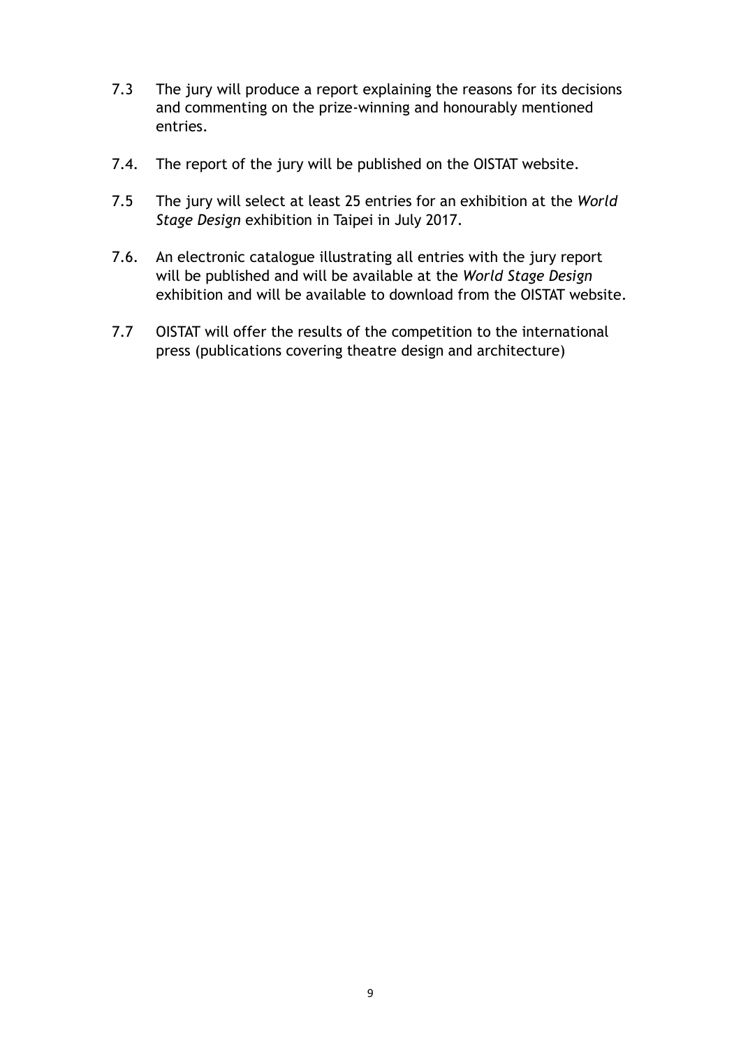7.3 The jury will produce a report explaining the reasons for its decisions and commenting on the prize-winning and honourably mentioned entries.

7.4. The report of the jury will be published on the OISTAT website.

7.5 The jury will select at least 25 entries for an exhibition at the *World Stage Design* exhibition in Taipei in July 2017.

7.6. An electronic catalogue illustrating all entries with the jury report will be published and will be available at the *World Stage Design* exhibition and will be available to download from the OISTAT website.

7.7 OISTAT will offer the results of the competition to the international press (publications covering theatre design and architecture)